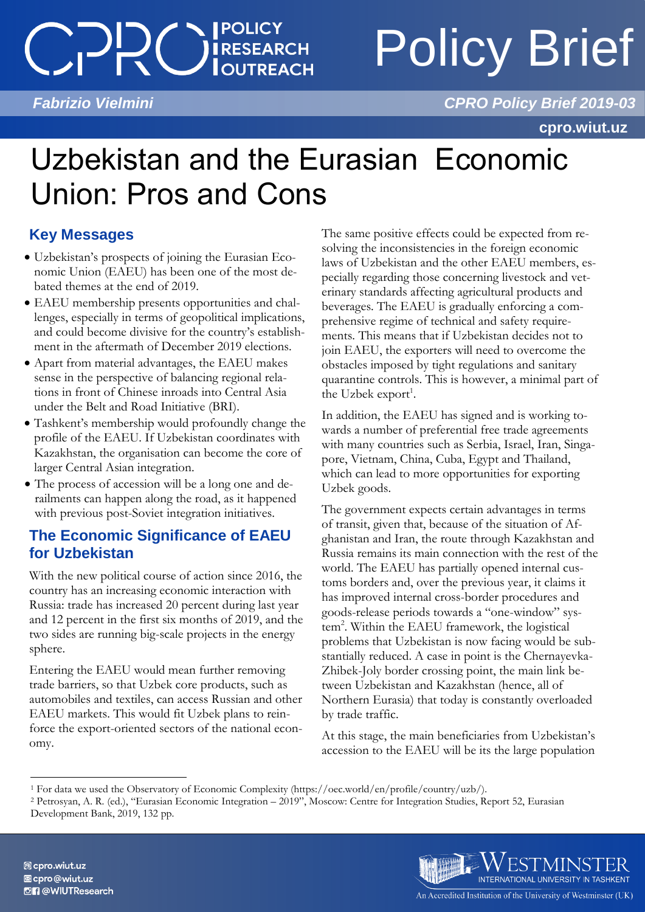Fabrizio Vielmini

CPRO Policy Brief 2019-03

# Uzbekistan and the Eurasian Economic Union: Pros and Cons

## Key Messages

- Uzbekistan's prospects of joining the Eurasian Economic Union (EAEU) has been one of the most debated themes at the end of 2019.
- EAEU membership presents opportunities and challenges, especially in terms of geopolitical implications, and could become divisive for the country's establishment in the aftermath of December 2019 elections.
- Apart from material advantages, the EAEU makes sense in the perspective of balancing regional relations in front of Chinese inroads into Central Asia under the Belt and Road Initiative (BRI).
- Tashkent's membership would profoundly change the profile of the EAEU. If Uzbekistan coordinates with Kazakhstan, the organisation can become the core of larger Central Asian integration.
- The process of accession will be a long one and derailments can happen along the road, as it happened with previous post-Soviet integration initiatives.

## The Economic Significance of EAEU for Uzbekistan

With the new political course of action since 2016, the country has an increasing economic interaction with Russia: trade has increased 20 percent during last year and 12 percent in the first six months of 2019, and the two sides are running big-scale projects in the energy sphere.

Entering the EAEU would mean further removing trade barriers, so that Uzbek core products, such as automobiles and textiles, can access Russian and other EAEU markets. This would fit Uzbek plans to reinforce the export-oriented sectors of the national economy.

The same positive effects could be expected from resolving the inconsistencies in the foreign economic laws of Uzbekistan and the other EAEU members, especially regarding those concerning livestock and veterinary standards affecting agricultural products and beverages. The EAEU is gradually enforcing a comprehensive regime of technical and safety requirements. This means that if Uzbekistan decides not to join EAEU, the exporters will need to overcome the obstacles imposed by tight regulations and sanitary quarantine controls. This is however, a minimal part of the Uzbek export[1].

In addition, the EAEU has signed and is working towards a number of preferential free trade agreements with many countries such as Serbia, Israel, Iran, Singapore, Vietnam, China, Cuba, Egypt and Thailand, which can lead to more opportunities for exporting Uzbek goods.

The government expects certain advantages in terms of transit, given that, because of the situation of Afghanistan and Iran, the route through Kazakhstan and Russia remains its main connection with the rest of the world. The EAEU has partially opened internal customs borders and, over the previous year, it claims it has improved internal cross-border procedures and goods-release periods towards a "one-window" system[2]. Within the EAEU framework, the logistical problems that Uzbekistan is now facing would be substantially reduced. A case in point is the Chernayevka-Zhibek-Joly border crossing point, the main link between Uzbekistan and Kazakhstan (hence, all of Northern Eurasia) that today is constantly overloaded by trade traffic.

At this stage, the main beneficiaries from Uzbekistan's accession to the EAEU will be its the large population

---

[1] For data we used the Observatory of Economic Complexity (https://oec.world/en/profile/country/uzb/).

[2] Petrosyan, A. R. (ed.), "Eurasian Economic Integration – 2019", Moscow: Centre for Integration Studies, Report 52, Eurasian Development Bank, 2019, 132 pp.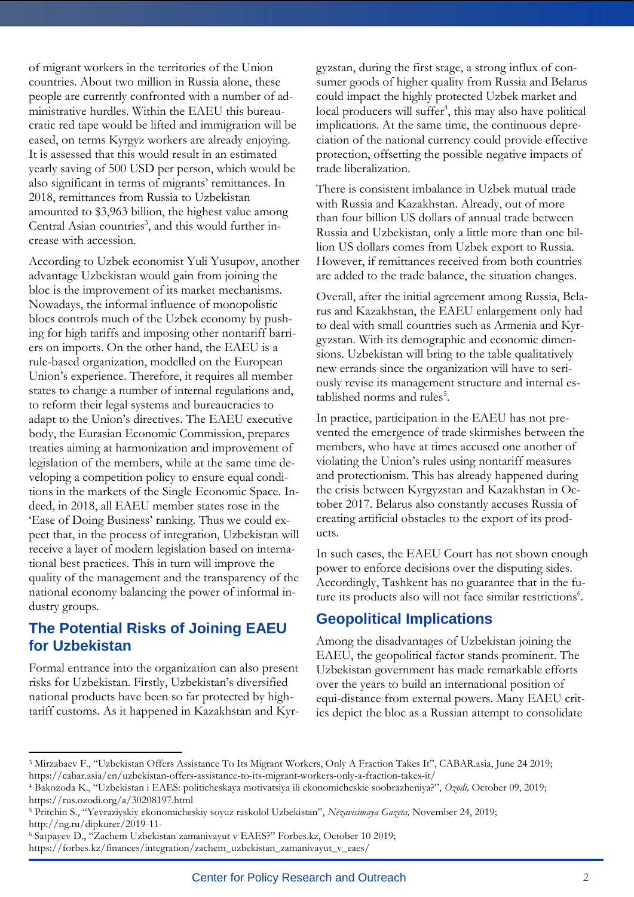of migrant workers in the territories of the Union countries. About two million in Russia alone, these people are currently confronted with a number of administrative hurdles. Within the EAEU this bureaucratic red tape would be lifted and immigration will be eased, on terms Kyrgyz workers are already enjoying. It is assessed that this would result in an estimated yearly saving of 500 USD per person, which would be also significant in terms of migrants' remittances. In 2018, remittances from Russia to Uzbekistan amounted to $3,963 billion, the highest value among Central Asian countries[3], and this would further increase with accession.

According to Uzbek economist Yuli Yusupov, another advantage Uzbekistan would gain from joining the bloc is the improvement of its market mechanisms. Nowadays, the informal influence of monopolistic blocs controls much of the Uzbek economy by pushing for high tariffs and imposing other nontariff barriers on imports. On the other hand, the EAEU is a rule-based organization, modelled on the European Union's experience. Therefore, it requires all member states to change a number of internal regulations and, to reform their legal systems and bureaucracies to adapt to the Union's directives. The EAEU executive body, the Eurasian Economic Commission, prepares treaties aiming at harmonization and improvement of legislation of the members, while at the same time developing a competition policy to ensure equal conditions in the markets of the Single Economic Space. Indeed, in 2018, all EAEU member states rose in the 'Ease of Doing Business' ranking. Thus we could expect that, in the process of integration, Uzbekistan will receive a layer of modern legislation based on international best practices. This in turn will improve the quality of the management and the transparency of the national economy balancing the power of informal industry groups.

## The Potential Risks of Joining EAEU for Uzbekistan

Formal entrance into the organization can also present risks for Uzbekistan. Firstly, Uzbekistan's diversified national products have been so far protected by high-tariff customs. As it happened in Kazakhstan and Kyrgyzstan, during the first stage, a strong influx of consumer goods of higher quality from Russia and Belarus could impact the highly protected Uzbek market and local producers will suffer[4], this may also have political implications. At the same time, the continuous depreciation of the national currency could provide effective protection, offsetting the possible negative impacts of trade liberalization.

There is consistent imbalance in Uzbek mutual trade with Russia and Kazakhstan. Already, out of more than four billion US dollars of annual trade between Russia and Uzbekistan, only a little more than one billion US dollars comes from Uzbek export to Russia. However, if remittances received from both countries are added to the trade balance, the situation changes.

Overall, after the initial agreement among Russia, Belarus and Kazakhstan, the EAEU enlargement only had to deal with small countries such as Armenia and Kyrgyzstan. With its demographic and economic dimensions. Uzbekistan will bring to the table qualitatively new errands since the organization will have to seriously revise its management structure and internal established norms and rules[5].

In practice, participation in the EAEU has not prevented the emergence of trade skirmishes between the members, who have at times accused one another of violating the Union's rules using nontariff measures and protectionism. This has already happened during the crisis between Kyrgyzstan and Kazakhstan in October 2017. Belarus also constantly accuses Russia of creating artificial obstacles to the export of its products.

In such cases, the EAEU Court has not shown enough power to enforce decisions over the disputing sides. Accordingly, Tashkent has no guarantee that in the future its products also will not face similar restrictions[6].

## Geopolitical Implications

Among the disadvantages of Uzbekistan joining the EAEU, the geopolitical factor stands prominent. The Uzbekistan government has made remarkable efforts over the years to build an international position of equi-distance from external powers. Many EAEU critics depict the bloc as a Russian attempt to consolidate

---

[3] Mirzabaev F., "Uzbekistan Offers Assistance To Its Migrant Workers, Only A Fraction Takes It", CABAR.asia, June 24 2019; https://cabar.asia/en/uzbekistan-offers-assistance-to-its-migrant-workers-only-a-fraction-takes-it/

[4] Bakozoda K., "Uzbekistan i EAES: politicheskaya motivatsiya ili ekonomicheskie soobrazheniya?", *Ozodi,* October 09, 2019; https://rus.ozodi.org/a/30208197.html

[5] Pritchin S., "Yevraziyskiy ekonomicheskiy soyuz raskolol Uzbekistan", *Nezavisimaya Gazeta,* November 24, 2019; http://ng.ru/dipkurer/2019-11-

[6] Satpayev D., "Zachem Uzbekistan zamanivayut v EAES?" Forbes.kz, October 10 2019; https://forbes.kz/finances/integration/zachem_uzbekistan_zamanivayut_v_eaes/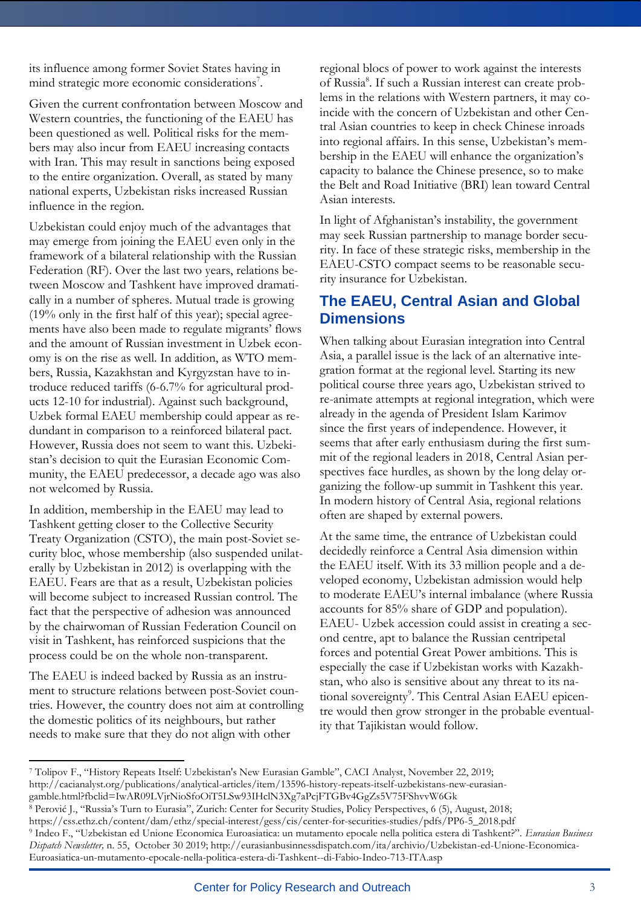its influence among former Soviet States having in mind strategic more economic considerations[7].

Given the current confrontation between Moscow and Western countries, the functioning of the EAEU has been questioned as well. Political risks for the members may also incur from EAEU increasing contacts with Iran. This may result in sanctions being exposed to the entire organization. Overall, as stated by many national experts, Uzbekistan risks increased Russian influence in the region.

Uzbekistan could enjoy much of the advantages that may emerge from joining the EAEU even only in the framework of a bilateral relationship with the Russian Federation (RF). Over the last two years, relations between Moscow and Tashkent have improved dramatically in a number of spheres. Mutual trade is growing (19% only in the first half of this year); special agreements have also been made to regulate migrants' flows and the amount of Russian investment in Uzbek economy is on the rise as well. In addition, as WTO members, Russia, Kazakhstan and Kyrgyzstan have to introduce reduced tariffs (6-6.7% for agricultural products 12-10 for industrial). Against such background, Uzbek formal EAEU membership could appear as redundant in comparison to a reinforced bilateral pact. However, Russia does not seem to want this. Uzbekistan's decision to quit the Eurasian Economic Community, the EAEU predecessor, a decade ago was also not welcomed by Russia.

In addition, membership in the EAEU may lead to Tashkent getting closer to the Collective Security Treaty Organization (CSTO), the main post-Soviet security bloc, whose membership (also suspended unilaterally by Uzbekistan in 2012) is overlapping with the EAEU. Fears are that as a result, Uzbekistan policies will become subject to increased Russian control. The fact that the perspective of adhesion was announced by the chairwoman of Russian Federation Council on visit in Tashkent, has reinforced suspicions that the process could be on the whole non-transparent.

The EAEU is indeed backed by Russia as an instrument to structure relations between post-Soviet countries. However, the country does not aim at controlling the domestic politics of its neighbours, but rather needs to make sure that they do not align with other regional blocs of power to work against the interests of Russia[8]. If such a Russian interest can create problems in the relations with Western partners, it may coincide with the concern of Uzbekistan and other Central Asian countries to keep in check Chinese inroads into regional affairs. In this sense, Uzbekistan's membership in the EAEU will enhance the organization's capacity to balance the Chinese presence, so to make the Belt and Road Initiative (BRI) lean toward Central Asian interests.

In light of Afghanistan's instability, the government may seek Russian partnership to manage border security. In face of these strategic risks, membership in the EAEU-CSTO compact seems to be reasonable security insurance for Uzbekistan.

## The EAEU, Central Asian and Global Dimensions

When talking about Eurasian integration into Central Asia, a parallel issue is the lack of an alternative integration format at the regional level. Starting its new political course three years ago, Uzbekistan strived to re-animate attempts at regional integration, which were already in the agenda of President Islam Karimov since the first years of independence. However, it seems that after early enthusiasm during the first summit of the regional leaders in 2018, Central Asian perspectives face hurdles, as shown by the long delay organizing the follow-up summit in Tashkent this year. In modern history of Central Asia, regional relations often are shaped by external powers.

At the same time, the entrance of Uzbekistan could decidedly reinforce a Central Asia dimension within the EAEU itself. With its 33 million people and a developed economy, Uzbekistan admission would help to moderate EAEU's internal imbalance (where Russia accounts for 85% share of GDP and population). EAEU- Uzbek accession could assist in creating a second centre, apt to balance the Russian centripetal forces and potential Great Power ambitions. This is especially the case if Uzbekistan works with Kazakhstan, who also is sensitive about any threat to its national sovereignty[9]. This Central Asian EAEU epicentre would then grow stronger in the probable eventuality that Tajikistan would follow.

---

[7] Tolipov F., "History Repeats Itself: Uzbekistan's New Eurasian Gamble", CACI Analyst, November 22, 2019; http://cacianalyst.org/publications/analytical-articles/item/13596-history-repeats-itself-uzbekistans-new-eurasian-gamble.html?fbclid=IwAR09LVjrNioSfoOiT5LSw93IHclN3Xg7aPcjFTGBv4GgZs5V75FShvvW6Gk

[8] Perović J., "Russia's Turn to Eurasia", Zurich: Center for Security Studies, Policy Perspectives, 6 (5), August, 2018; https://css.ethz.ch/content/dam/ethz/special-interest/gess/cis/center-for-securities-studies/pdfs/PP6-5_2018.pdf

[9] Indeo F., "Uzbekistan ed Unione Economica Euroasiatica: un mutamento epocale nella politica estera di Tashkent?". *Eurasian Business Dispatch Newsletter,* n. 55, October 30 2019; http://eurasianbusinnessdispatch.com/ita/archivio/Uzbekistan-ed-Unione-Economica-Euroasiatica-un-mutamento-epocale-nella-politica-estera-di-Tashkent--di-Fabio-Indeo-713-ITA.asp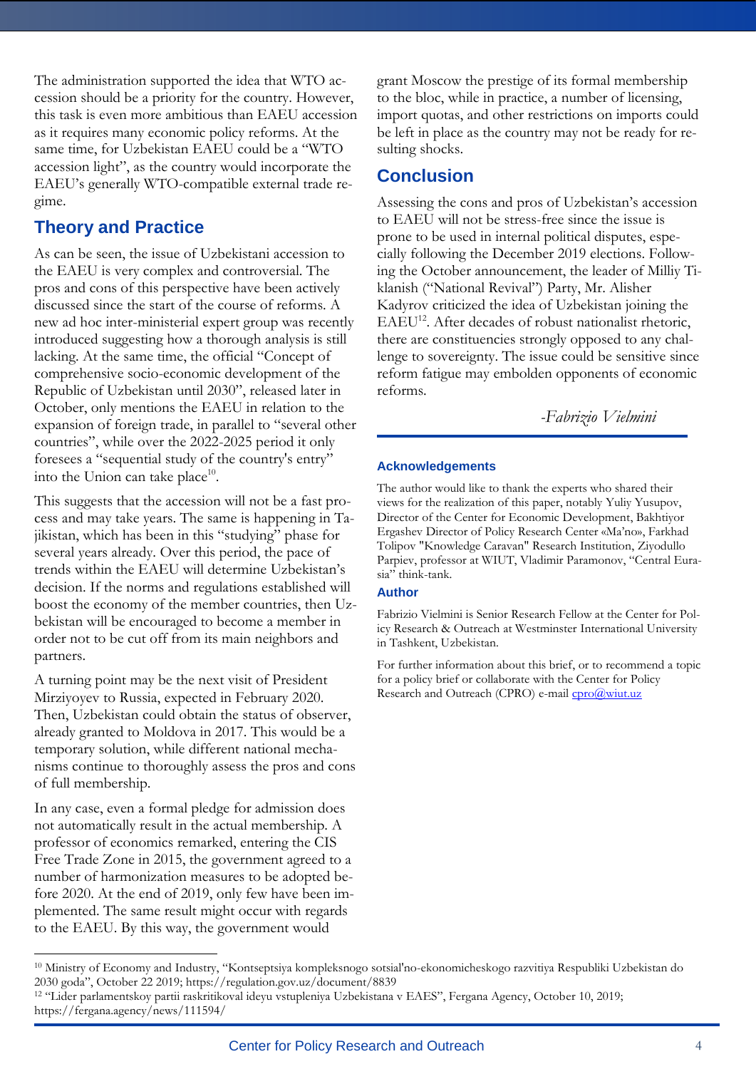The administration supported the idea that WTO accession should be a priority for the country. However, this task is even more ambitious than EAEU accession as it requires many economic policy reforms. At the same time, for Uzbekistan EAEU could be a "WTO accession light", as the country would incorporate the EAEU's generally WTO-compatible external trade regime.

## Theory and Practice

As can be seen, the issue of Uzbekistani accession to the EAEU is very complex and controversial. The pros and cons of this perspective have been actively discussed since the start of the course of reforms. A new ad hoc inter-ministerial expert group was recently introduced suggesting how a thorough analysis is still lacking. At the same time, the official "Concept of comprehensive socio-economic development of the Republic of Uzbekistan until 2030", released later in October, only mentions the EAEU in relation to the expansion of foreign trade, in parallel to "several other countries", while over the 2022-2025 period it only foresees a "sequential study of the country's entry" into the Union can take place[10].

This suggests that the accession will not be a fast process and may take years. The same is happening in Tajikistan, which has been in this "studying" phase for several years already. Over this period, the pace of trends within the EAEU will determine Uzbekistan's decision. If the norms and regulations established will boost the economy of the member countries, then Uzbekistan will be encouraged to become a member in order not to be cut off from its main neighbors and partners.

A turning point may be the next visit of President Mirziyoyev to Russia, expected in February 2020. Then, Uzbekistan could obtain the status of observer, already granted to Moldova in 2017. This would be a temporary solution, while different national mechanisms continue to thoroughly assess the pros and cons of full membership.

In any case, even a formal pledge for admission does not automatically result in the actual membership. A professor of economics remarked, entering the CIS Free Trade Zone in 2015, the government agreed to a number of harmonization measures to be adopted before 2020. At the end of 2019, only few have been implemented. The same result might occur with regards to the EAEU. By this way, the government would grant Moscow the prestige of its formal membership to the bloc, while in practice, a number of licensing, import quotas, and other restrictions on imports could be left in place as the country may not be ready for resulting shocks.

## Conclusion

Assessing the cons and pros of Uzbekistan's accession to EAEU will not be stress-free since the issue is prone to be used in internal political disputes, especially following the December 2019 elections. Following the October announcement, the leader of Milliy Tiklanish ("National Revival") Party, Mr. Alisher Kadyrov criticized the idea of Uzbekistan joining the EAEU[12]. After decades of robust nationalist rhetoric, there are constituencies strongly opposed to any challenge to sovereignty. The issue could be sensitive since reform fatigue may embolden opponents of economic reforms.

*-Fabrizio Vielmini*

### Acknowledgements

The author would like to thank the experts who shared their views for the realization of this paper, notably Yuliy Yusupov, Director of the Center for Economic Development, Bakhtiyor Ergashev Director of Policy Research Center «Ma'no», Farkhad Tolipov "Knowledge Caravan" Research Institution, Ziyodullo Parpiev, professor at WIUT, Vladimir Paramonov, "Central Eurasia" think-tank.

### Author

Fabrizio Vielmini is Senior Research Fellow at the Center for Policy Research & Outreach at Westminster International University in Tashkent, Uzbekistan.

For further information about this brief, or to recommend a topic for a policy brief or collaborate with the Center for Policy Research and Outreach (CPRO) e-mail cpro@wiut.uz

---

[10] Ministry of Economy and Industry, "Kontseptsiya kompleksnogo sotsial'no-ekonomicheskogo razvitiya Respubliki Uzbekistan do 2030 goda", October 22 2019; https://regulation.gov.uz/document/8839

[12] "Lider parlamentskoy partii raskritikoval ideyu vstupleniya Uzbekistana v EAES", Fergana Agency, October 10, 2019; https://fergana.agency/news/111594/